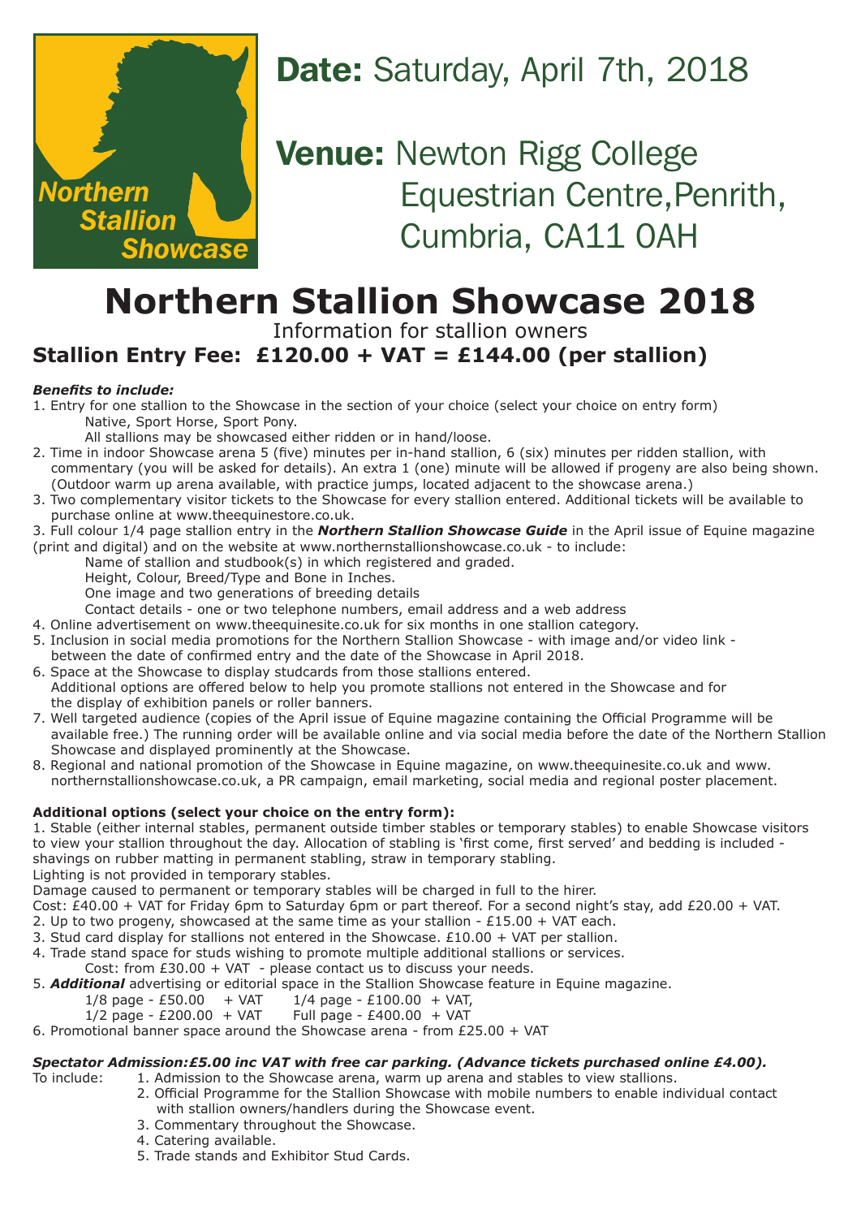Northern Stallion Showcase

**Date:** Saturday, April 7th, 2018

**Venue:** Newton Rigg College Equestrian Centre,Penrith, Cumbria, CA11 0AH

# Northern Stallion Showcase 2018

Information for stallion owners

## Stallion Entry Fee: £120.00 + VAT = £144.00 (per stallion)

***Benefits to include:***

1. Entry for one stallion to the Showcase in the section of your choice (select your choice on entry form)
   Native, Sport Horse, Sport Pony.
   All stallions may be showcased either ridden or in hand/loose.
2. Time in indoor Showcase arena 5 (five) minutes per in-hand stallion, 6 (six) minutes per ridden stallion, with commentary (you will be asked for details). An extra 1 (one) minute will be allowed if progeny are also being shown. (Outdoor warm up arena available, with practice jumps, located adjacent to the showcase arena.)
3. Two complementary visitor tickets to the Showcase for every stallion entered. Additional tickets will be available to purchase online at www.theequinestore.co.uk.
3. Full colour 1/4 page stallion entry in the ***Northern Stallion Showcase Guide*** in the April issue of Equine magazine (print and digital) and on the website at www.northernstallionshowcase.co.uk - to include:
   Name of stallion and studbook(s) in which registered and graded.
   Height, Colour, Breed/Type and Bone in Inches.
   One image and two generations of breeding details
   Contact details - one or two telephone numbers, email address and a web address
4. Online advertisement on www.theequinesite.co.uk for six months in one stallion category.
5. Inclusion in social media promotions for the Northern Stallion Showcase - with image and/or video link - between the date of confirmed entry and the date of the Showcase in April 2018.
6. Space at the Showcase to display studcards from those stallions entered.
   Additional options are offered below to help you promote stallions not entered in the Showcase and for the display of exhibition panels or roller banners.
7. Well targeted audience (copies of the April issue of Equine magazine containing the Official Programme will be available free.) The running order will be available online and via social media before the date of the Northern Stallion Showcase and displayed prominently at the Showcase.
8. Regional and national promotion of the Showcase in Equine magazine, on www.theequinesite.co.uk and www.northernstallionshowcase.co.uk, a PR campaign, email marketing, social media and regional poster placement.

**Additional options (select your choice on the entry form):**

1. Stable (either internal stables, permanent outside timber stables or temporary stables) to enable Showcase visitors to view your stallion throughout the day. Allocation of stabling is 'first come, first served' and bedding is included - shavings on rubber matting in permanent stabling, straw in temporary stabling.
   Lighting is not provided in temporary stables.
   Damage caused to permanent or temporary stables will be charged in full to the hirer.
   Cost: £40.00 + VAT for Friday 6pm to Saturday 6pm or part thereof. For a second night's stay, add £20.00 + VAT.
2. Up to two progeny, showcased at the same time as your stallion - £15.00 + VAT each.
3. Stud card display for stallions not entered in the Showcase. £10.00 + VAT per stallion.
4. Trade stand space for studs wishing to promote multiple additional stallions or services.
   Cost: from £30.00 + VAT - please contact us to discuss your needs.
5. ***Additional*** advertising or editorial space in the Stallion Showcase feature in Equine magazine.
   1/8 page - £50.00 + VAT  1/4 page - £100.00 + VAT,
   1/2 page - £200.00 + VAT  Full page - £400.00 + VAT
6. Promotional banner space around the Showcase arena - from £25.00 + VAT

***Spectator Admission:£5.00 inc VAT with free car parking. (Advance tickets purchased online £4.00).***

To include:
1. Admission to the Showcase arena, warm up arena and stables to view stallions.
2. Official Programme for the Stallion Showcase with mobile numbers to enable individual contact with stallion owners/handlers during the Showcase event.
3. Commentary throughout the Showcase.
4. Catering available.
5. Trade stands and Exhibitor Stud Cards.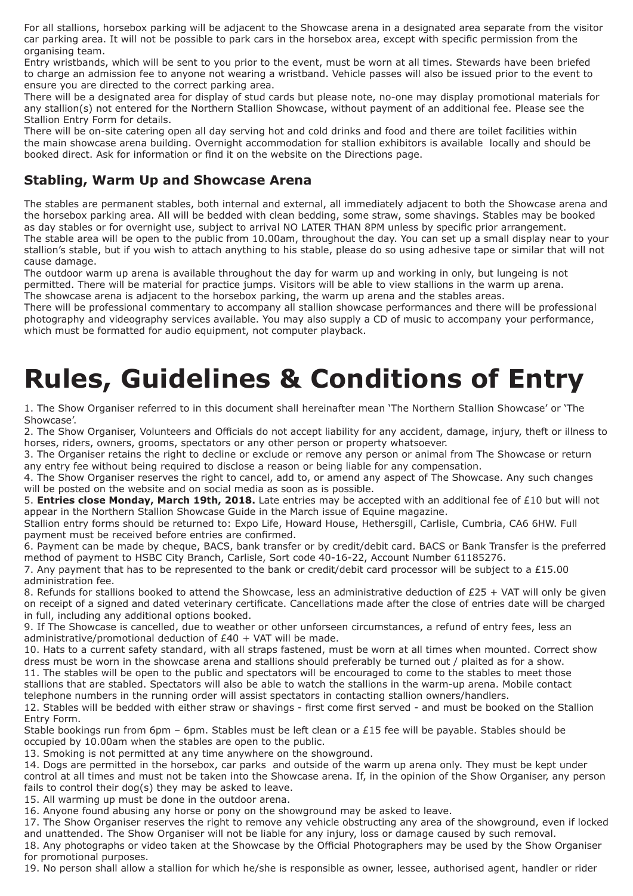For all stallions, horsebox parking will be adjacent to the Showcase arena in a designated area separate from the visitor car parking area. It will not be possible to park cars in the horsebox area, except with specific permission from the organising team.

Entry wristbands, which will be sent to you prior to the event, must be worn at all times. Stewards have been briefed to charge an admission fee to anyone not wearing a wristband. Vehicle passes will also be issued prior to the event to ensure you are directed to the correct parking area.

There will be a designated area for display of stud cards but please note, no-one may display promotional materials for any stallion(s) not entered for the Northern Stallion Showcase, without payment of an additional fee. Please see the Stallion Entry Form for details.

There will be on-site catering open all day serving hot and cold drinks and food and there are toilet facilities within the main showcase arena building. Overnight accommodation for stallion exhibitors is available locally and should be booked direct. Ask for information or find it on the website on the Directions page.

## Stabling, Warm Up and Showcase Arena

The stables are permanent stables, both internal and external, all immediately adjacent to both the Showcase arena and the horsebox parking area. All will be bedded with clean bedding, some straw, some shavings. Stables may be booked as day stables or for overnight use, subject to arrival NO LATER THAN 8PM unless by specific prior arrangement.

The stable area will be open to the public from 10.00am, throughout the day. You can set up a small display near to your stallion's stable, but if you wish to attach anything to his stable, please do so using adhesive tape or similar that will not cause damage.

The outdoor warm up arena is available throughout the day for warm up and working in only, but lungeing is not permitted. There will be material for practice jumps. Visitors will be able to view stallions in the warm up arena.

The showcase arena is adjacent to the horsebox parking, the warm up arena and the stables areas.

There will be professional commentary to accompany all stallion showcase performances and there will be professional photography and videography services available. You may also supply a CD of music to accompany your performance, which must be formatted for audio equipment, not computer playback.

# Rules, Guidelines & Conditions of Entry

1. The Show Organiser referred to in this document shall hereinafter mean 'The Northern Stallion Showcase' or 'The Showcase'.
2. The Show Organiser, Volunteers and Officials do not accept liability for any accident, damage, injury, theft or illness to horses, riders, owners, grooms, spectators or any other person or property whatsoever.
3. The Organiser retains the right to decline or exclude or remove any person or animal from The Showcase or return any entry fee without being required to disclose a reason or being liable for any compensation.
4. The Show Organiser reserves the right to cancel, add to, or amend any aspect of The Showcase. Any such changes will be posted on the website and on social media as soon as is possible.
5. **Entries close Monday, March 19th, 2018.** Late entries may be accepted with an additional fee of £10 but will not appear in the Northern Stallion Showcase Guide in the March issue of Equine magazine.
Stallion entry forms should be returned to: Expo Life, Howard House, Hethersgill, Carlisle, Cumbria, CA6 6HW. Full payment must be received before entries are confirmed.
6. Payment can be made by cheque, BACS, bank transfer or by credit/debit card. BACS or Bank Transfer is the preferred method of payment to HSBC City Branch, Carlisle, Sort code 40-16-22, Account Number 61185276.
7. Any payment that has to be represented to the bank or credit/debit card processor will be subject to a £15.00 administration fee.
8. Refunds for stallions booked to attend the Showcase, less an administrative deduction of £25 + VAT will only be given on receipt of a signed and dated veterinary certificate. Cancellations made after the close of entries date will be charged in full, including any additional options booked.
9. If The Showcase is cancelled, due to weather or other unforseen circumstances, a refund of entry fees, less an administrative/promotional deduction of £40 + VAT will be made.
10. Hats to a current safety standard, with all straps fastened, must be worn at all times when mounted. Correct show dress must be worn in the showcase arena and stallions should preferably be turned out / plaited as for a show.
11. The stables will be open to the public and spectators will be encouraged to come to the stables to meet those stallions that are stabled. Spectators will also be able to watch the stallions in the warm-up arena. Mobile contact telephone numbers in the running order will assist spectators in contacting stallion owners/handlers.
12. Stables will be bedded with either straw or shavings - first come first served - and must be booked on the Stallion Entry Form.
Stable bookings run from 6pm – 6pm. Stables must be left clean or a £15 fee will be payable. Stables should be occupied by 10.00am when the stables are open to the public.
13. Smoking is not permitted at any time anywhere on the showground.
14. Dogs are permitted in the horsebox, car parks and outside of the warm up arena only. They must be kept under control at all times and must not be taken into the Showcase arena. If, in the opinion of the Show Organiser, any person fails to control their dog(s) they may be asked to leave.
15. All warming up must be done in the outdoor arena.
16. Anyone found abusing any horse or pony on the showground may be asked to leave.
17. The Show Organiser reserves the right to remove any vehicle obstructing any area of the showground, even if locked and unattended. The Show Organiser will not be liable for any injury, loss or damage caused by such removal.
18. Any photographs or video taken at the Showcase by the Official Photographers may be used by the Show Organiser for promotional purposes.
19. No person shall allow a stallion for which he/she is responsible as owner, lessee, authorised agent, handler or rider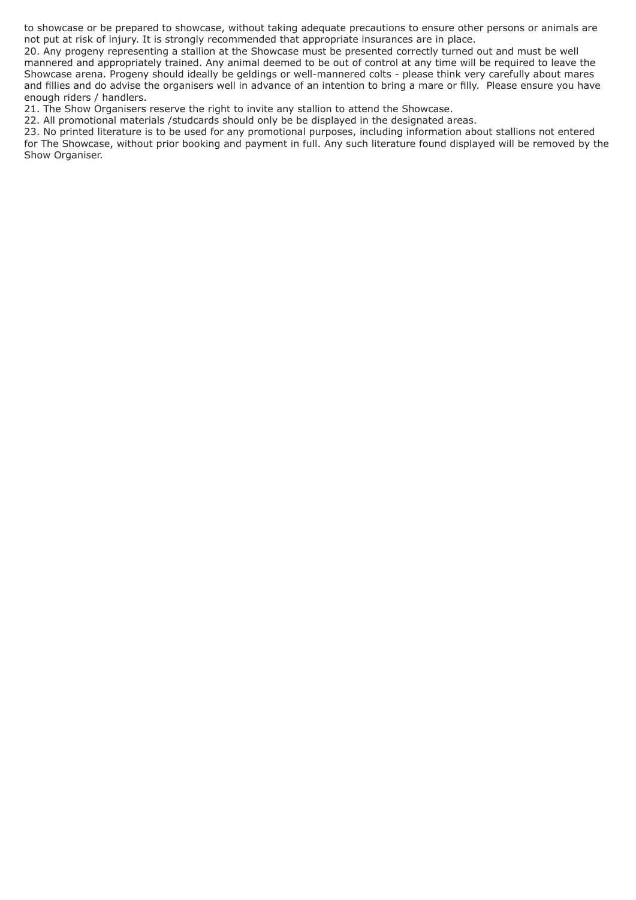to showcase or be prepared to showcase, without taking adequate precautions to ensure other persons or animals are not put at risk of injury. It is strongly recommended that appropriate insurances are in place.

20. Any progeny representing a stallion at the Showcase must be presented correctly turned out and must be well mannered and appropriately trained. Any animal deemed to be out of control at any time will be required to leave the Showcase arena. Progeny should ideally be geldings or well-mannered colts - please think very carefully about mares and fillies and do advise the organisers well in advance of an intention to bring a mare or filly. Please ensure you have enough riders / handlers.

21. The Show Organisers reserve the right to invite any stallion to attend the Showcase.

22. All promotional materials /studcards should only be be displayed in the designated areas.

23. No printed literature is to be used for any promotional purposes, including information about stallions not entered for The Showcase, without prior booking and payment in full. Any such literature found displayed will be removed by the Show Organiser.